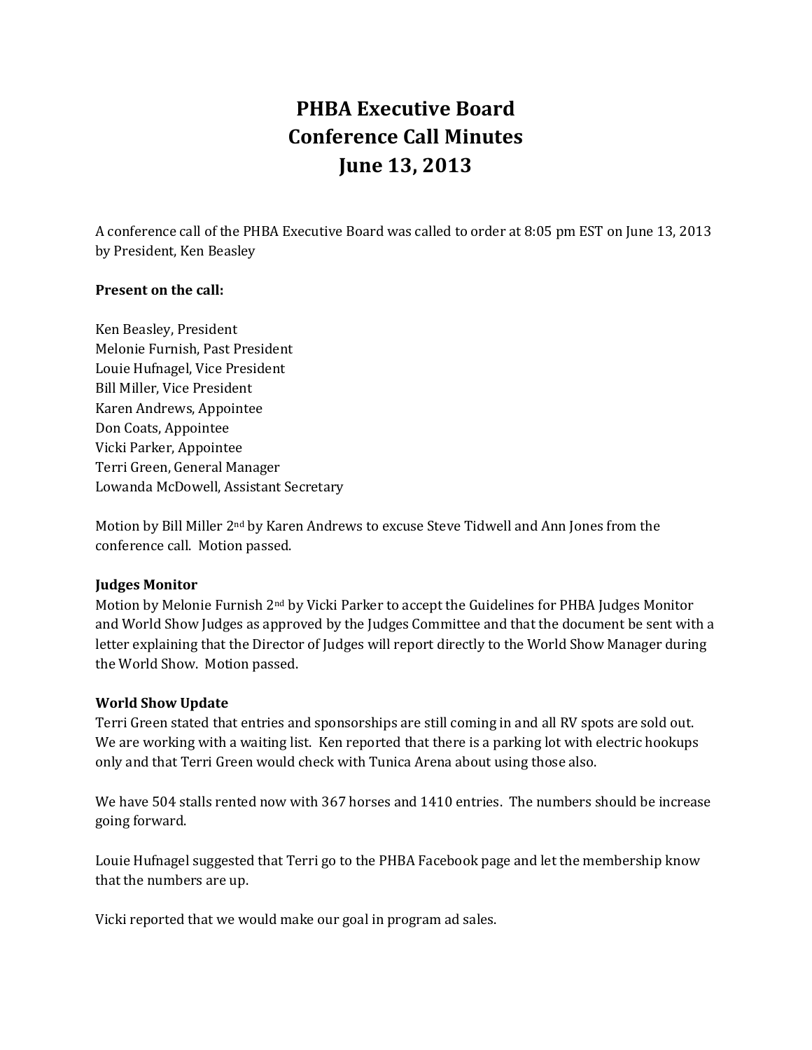# PHBA Executive Board
# Conference Call Minutes
# June 13, 2013

A conference call of the PHBA Executive Board was called to order at 8:05 pm EST on June 13, 2013 by President, Ken Beasley

**Present on the call:**

Ken Beasley, President
Melonie Furnish, Past President
Louie Hufnagel, Vice President
Bill Miller, Vice President
Karen Andrews, Appointee
Don Coats, Appointee
Vicki Parker, Appointee
Terri Green, General Manager
Lowanda McDowell, Assistant Secretary

Motion by Bill Miller 2nd by Karen Andrews to excuse Steve Tidwell and Ann Jones from the conference call. Motion passed.

**Judges Monitor**
Motion by Melonie Furnish 2nd by Vicki Parker to accept the Guidelines for PHBA Judges Monitor and World Show Judges as approved by the Judges Committee and that the document be sent with a letter explaining that the Director of Judges will report directly to the World Show Manager during the World Show. Motion passed.

**World Show Update**
Terri Green stated that entries and sponsorships are still coming in and all RV spots are sold out. We are working with a waiting list. Ken reported that there is a parking lot with electric hookups only and that Terri Green would check with Tunica Arena about using those also.

We have 504 stalls rented now with 367 horses and 1410 entries. The numbers should be increase going forward.

Louie Hufnagel suggested that Terri go to the PHBA Facebook page and let the membership know that the numbers are up.

Vicki reported that we would make our goal in program ad sales.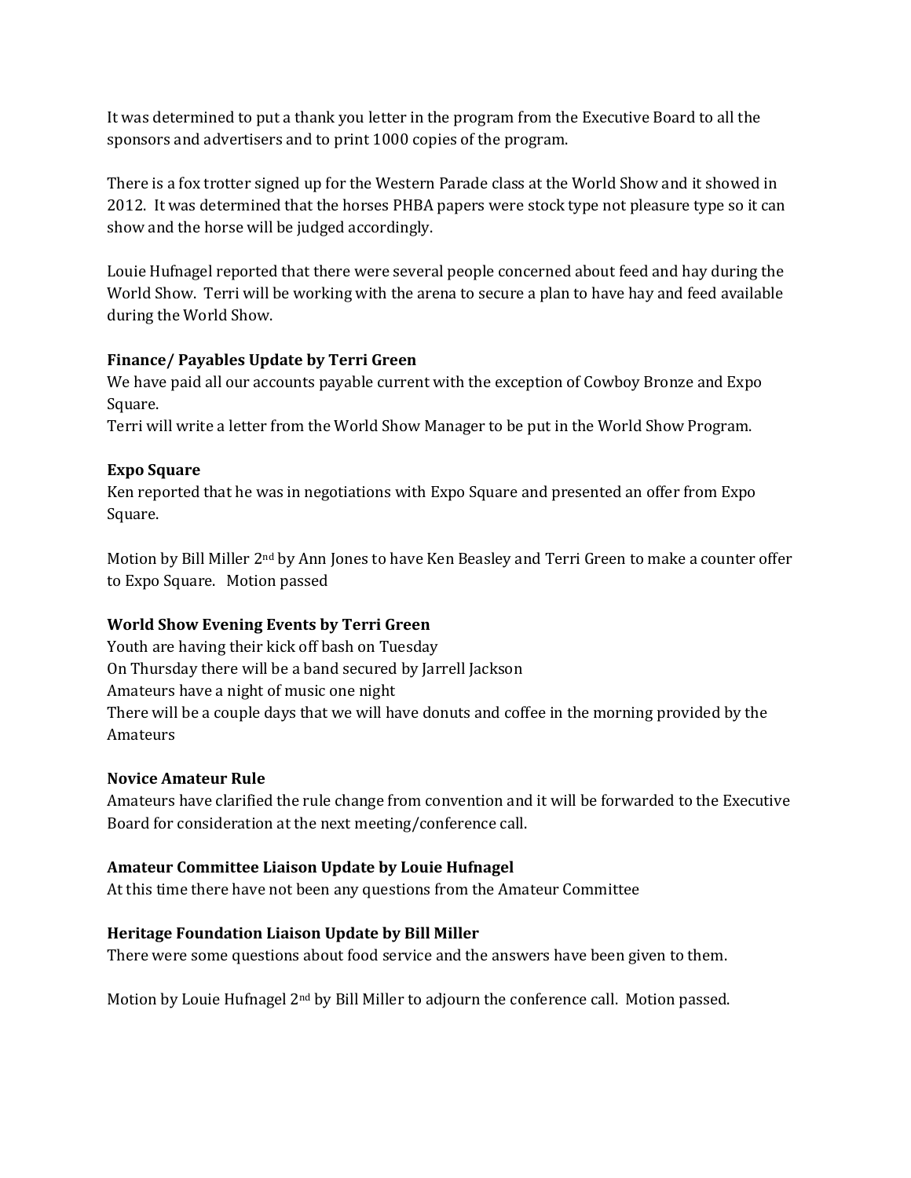It was determined to put a thank you letter in the program from the Executive Board to all the sponsors and advertisers and to print 1000 copies of the program.

There is a fox trotter signed up for the Western Parade class at the World Show and it showed in 2012. It was determined that the horses PHBA papers were stock type not pleasure type so it can show and the horse will be judged accordingly.

Louie Hufnagel reported that there were several people concerned about feed and hay during the World Show. Terri will be working with the arena to secure a plan to have hay and feed available during the World Show.

**Finance/ Payables Update by Terri Green**

We have paid all our accounts payable current with the exception of Cowboy Bronze and Expo Square.

Terri will write a letter from the World Show Manager to be put in the World Show Program.

**Expo Square**

Ken reported that he was in negotiations with Expo Square and presented an offer from Expo Square.

Motion by Bill Miller 2nd by Ann Jones to have Ken Beasley and Terri Green to make a counter offer to Expo Square. Motion passed

**World Show Evening Events by Terri Green**

Youth are having their kick off bash on Tuesday

On Thursday there will be a band secured by Jarrell Jackson

Amateurs have a night of music one night

There will be a couple days that we will have donuts and coffee in the morning provided by the Amateurs

**Novice Amateur Rule**

Amateurs have clarified the rule change from convention and it will be forwarded to the Executive Board for consideration at the next meeting/conference call.

**Amateur Committee Liaison Update by Louie Hufnagel**

At this time there have not been any questions from the Amateur Committee

**Heritage Foundation Liaison Update by Bill Miller**

There were some questions about food service and the answers have been given to them.

Motion by Louie Hufnagel 2nd by Bill Miller to adjourn the conference call. Motion passed.